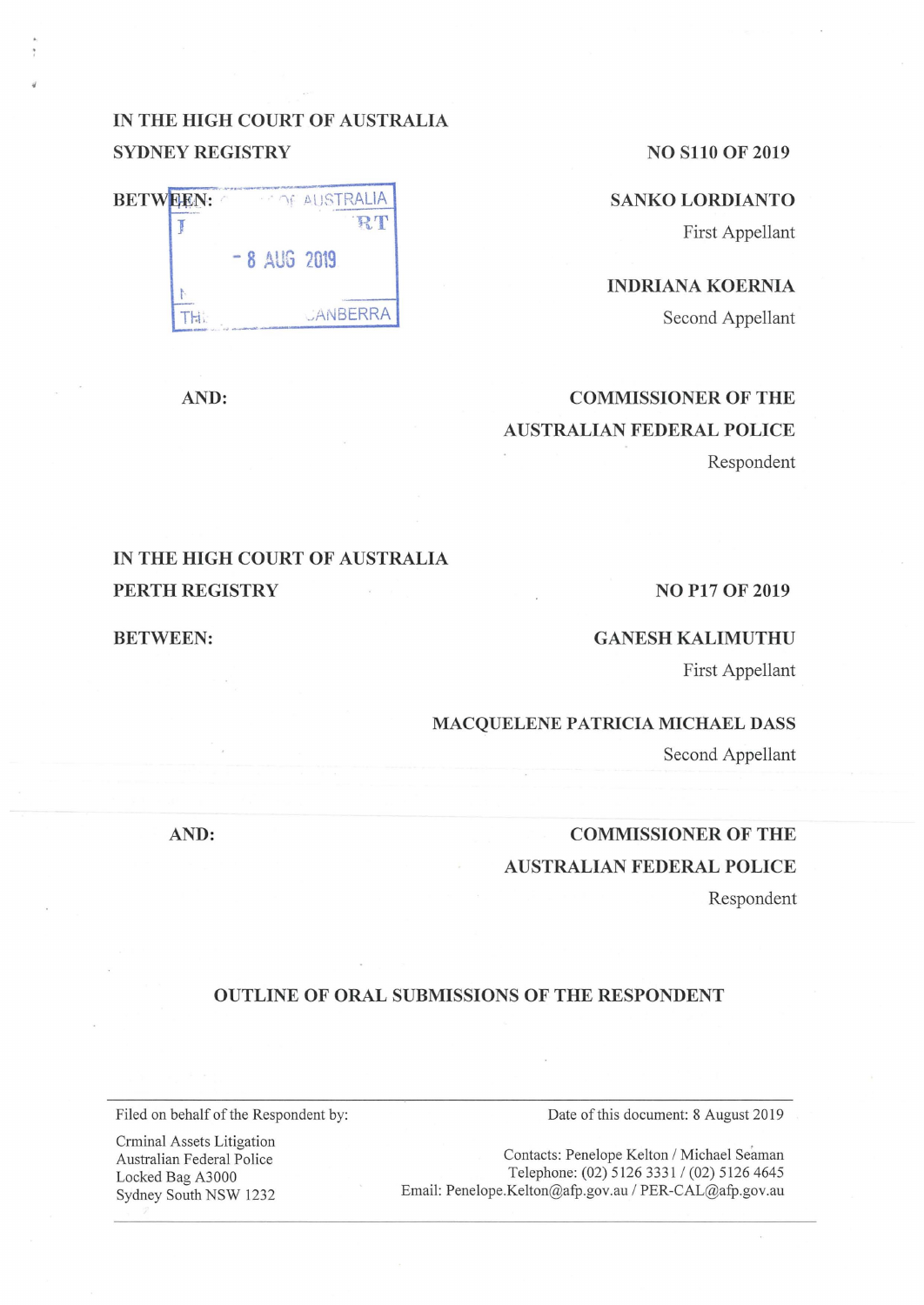IN THE HIGH COURT OF AUSTRALIA
SYDNEY REGISTRY

NO S110 OF 2019

BETWEEN:

**SANKO LORDIANTO**
First Appellant

**INDRIANA KOERNIA**
Second Appellant

AND:

**COMMISSIONER OF THE AUSTRALIAN FEDERAL POLICE**
Respondent

IN THE HIGH COURT OF AUSTRALIA
PERTH REGISTRY

NO P17 OF 2019

BETWEEN:

**GANESH KALIMUTHU**
First Appellant

**MACQUELENE PATRICIA MICHAEL DASS**
Second Appellant

AND:

**COMMISSIONER OF THE AUSTRALIAN FEDERAL POLICE**
Respondent

## OUTLINE OF ORAL SUBMISSIONS OF THE RESPONDENT

Filed on behalf of the Respondent by:

Crminal Assets Litigation
Australian Federal Police
Locked Bag A3000
Sydney South NSW 1232

Date of this document: 8 August 2019

Contacts: Penelope Kelton / Michael Seaman
Telephone: (02) 5126 3331 / (02) 5126 4645
Email: Penelope.Kelton@afp.gov.au / PER-CAL@afp.gov.au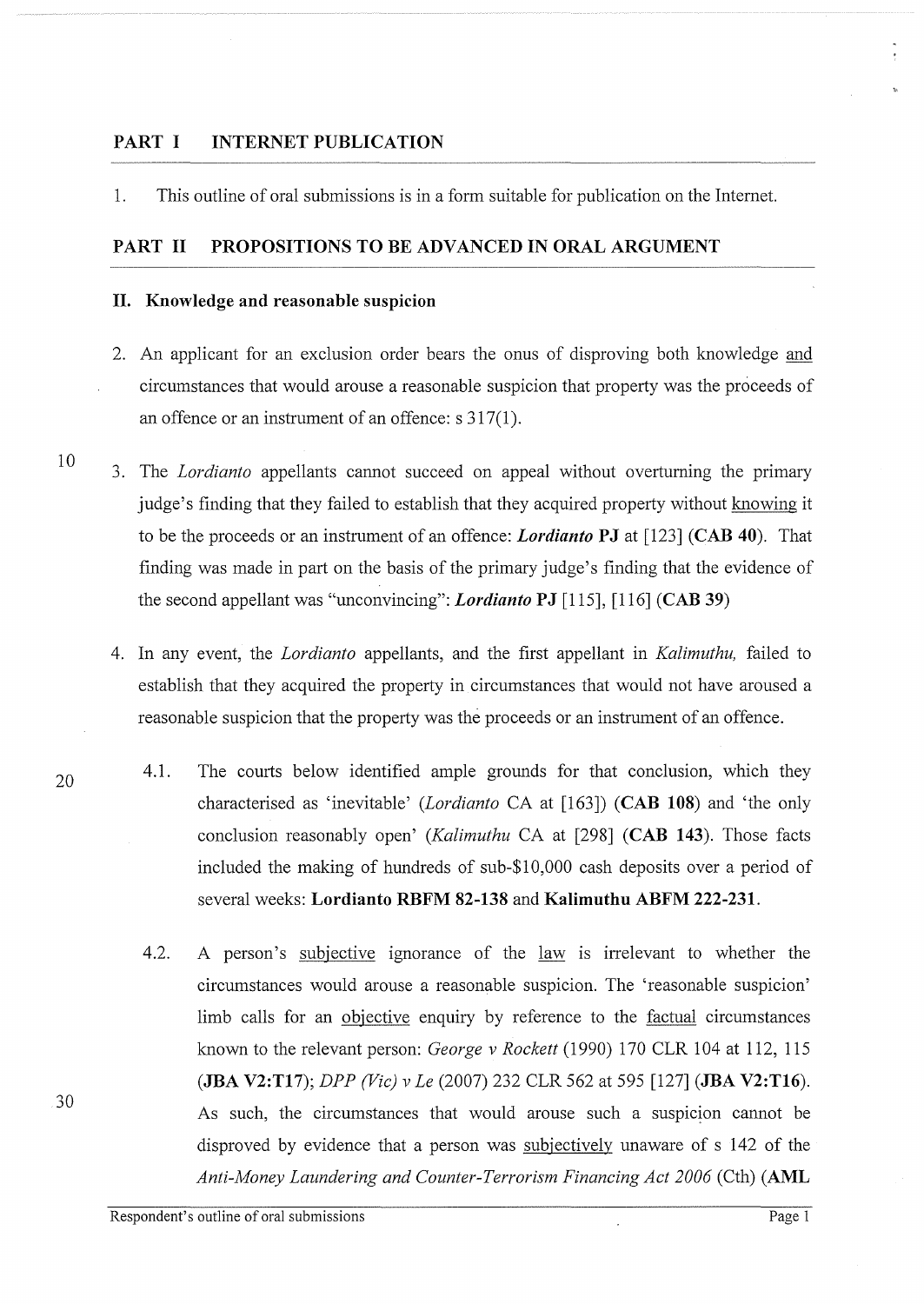## PART I INTERNET PUBLICATION

1. This outline of oral submissions is in a form suitable for publication on the Internet.

## PART II PROPOSITIONS TO BE ADVANCED IN ORAL ARGUMENT

### II. Knowledge and reasonable suspicion

2. An applicant for an exclusion order bears the onus of disproving both knowledge and circumstances that would arouse a reasonable suspicion that property was the proceeds of an offence or an instrument of an offence: s 317(1).

3. The *Lordianto* appellants cannot succeed on appeal without overturning the primary judge's finding that they failed to establish that they acquired property without knowing it to be the proceeds or an instrument of an offence: ***Lordianto* PJ** at [123] (**CAB 40**). That finding was made in part on the basis of the primary judge's finding that the evidence of the second appellant was "unconvincing": ***Lordianto* PJ** [115], [116] (**CAB 39**)

4. In any event, the *Lordianto* appellants, and the first appellant in *Kalimuthu,* failed to establish that they acquired the property in circumstances that would not have aroused a reasonable suspicion that the property was the proceeds or an instrument of an offence.

   4.1. The courts below identified ample grounds for that conclusion, which they characterised as 'inevitable' (*Lordianto* CA at [163]) (**CAB 108**) and 'the only conclusion reasonably open' (*Kalimuthu* CA at [298] (**CAB 143**). Those facts included the making of hundreds of sub-$10,000 cash deposits over a period of several weeks: **Lordianto RBFM 82-138** and **Kalimuthu ABFM 222-231**.

   4.2. A person's subjective ignorance of the law is irrelevant to whether the circumstances would arouse a reasonable suspicion. The 'reasonable suspicion' limb calls for an objective enquiry by reference to the factual circumstances known to the relevant person: *George v Rockett* (1990) 170 CLR 104 at 112, 115 (**JBA V2:T17**); *DPP (Vic) v Le* (2007) 232 CLR 562 at 595 [127] (**JBA V2:T16**). As such, the circumstances that would arouse such a suspicion cannot be disproved by evidence that a person was subjectively unaware of s 142 of the *Anti-Money Laundering and Counter-Terrorism Financing Act 2006* (Cth) (**AML**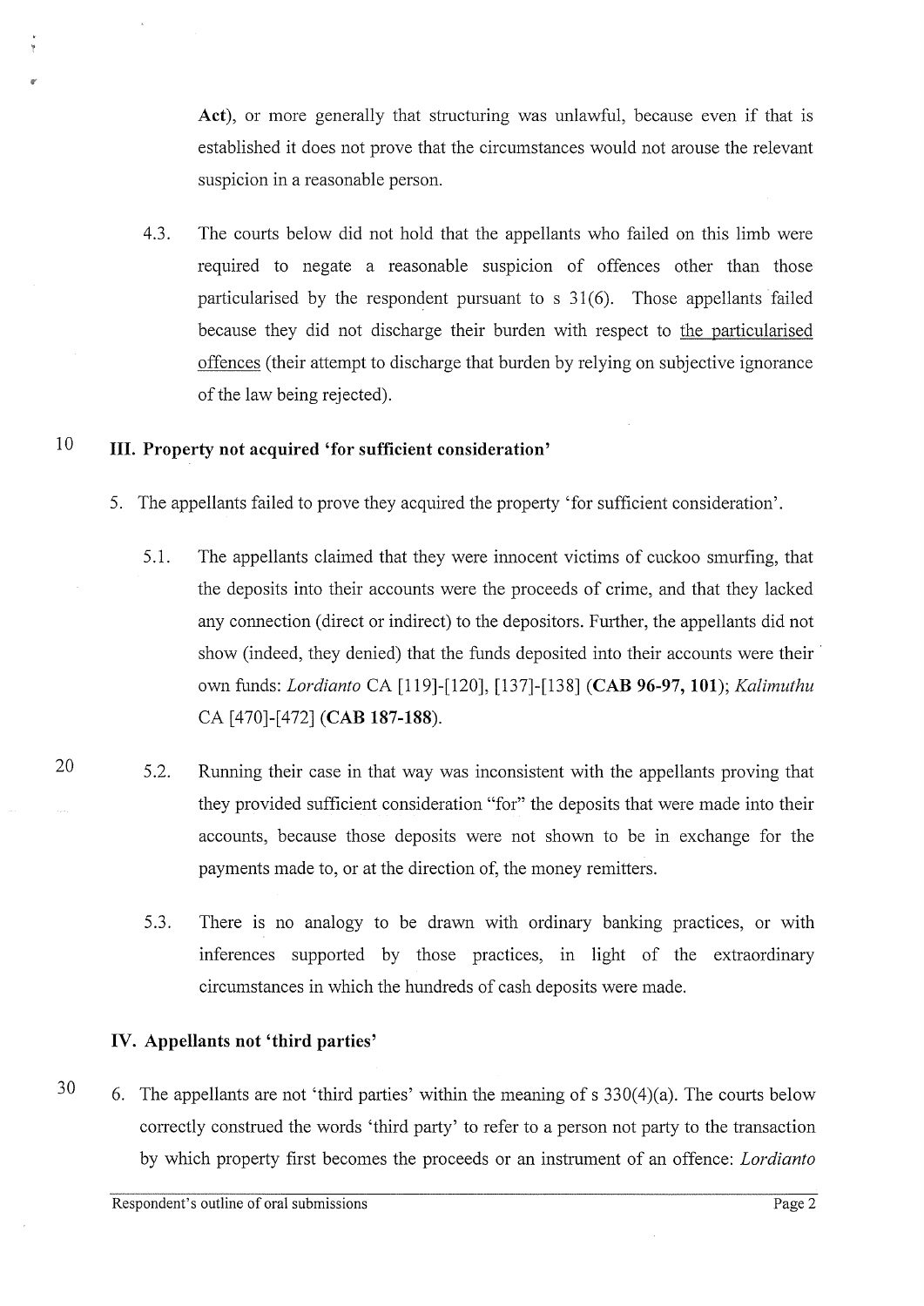**Act**), or more generally that structuring was unlawful, because even if that is established it does not prove that the circumstances would not arouse the relevant suspicion in a reasonable person.

4.3. The courts below did not hold that the appellants who failed on this limb were required to negate a reasonable suspicion of offences other than those particularised by the respondent pursuant to s 31(6). Those appellants failed because they did not discharge their burden with respect to <u>the particularised offences</u> (their attempt to discharge that burden by relying on subjective ignorance of the law being rejected).

## III. Property not acquired 'for sufficient consideration'

5. The appellants failed to prove they acquired the property 'for sufficient consideration'.

5.1. The appellants claimed that they were innocent victims of cuckoo smurfing, that the deposits into their accounts were the proceeds of crime, and that they lacked any connection (direct or indirect) to the depositors. Further, the appellants did not show (indeed, they denied) that the funds deposited into their accounts were their own funds: *Lordianto* CA [119]-[120], [137]-[138] (**CAB 96-97, 101**); *Kalimuthu* CA [470]-[472] (**CAB 187-188**).

5.2. Running their case in that way was inconsistent with the appellants proving that they provided sufficient consideration "for" the deposits that were made into their accounts, because those deposits were not shown to be in exchange for the payments made to, or at the direction of, the money remitters.

5.3. There is no analogy to be drawn with ordinary banking practices, or with inferences supported by those practices, in light of the extraordinary circumstances in which the hundreds of cash deposits were made.

## IV. Appellants not 'third parties'

6. The appellants are not 'third parties' within the meaning of s 330(4)(a). The courts below correctly construed the words 'third party' to refer to a person not party to the transaction by which property first becomes the proceeds or an instrument of an offence: *Lordianto*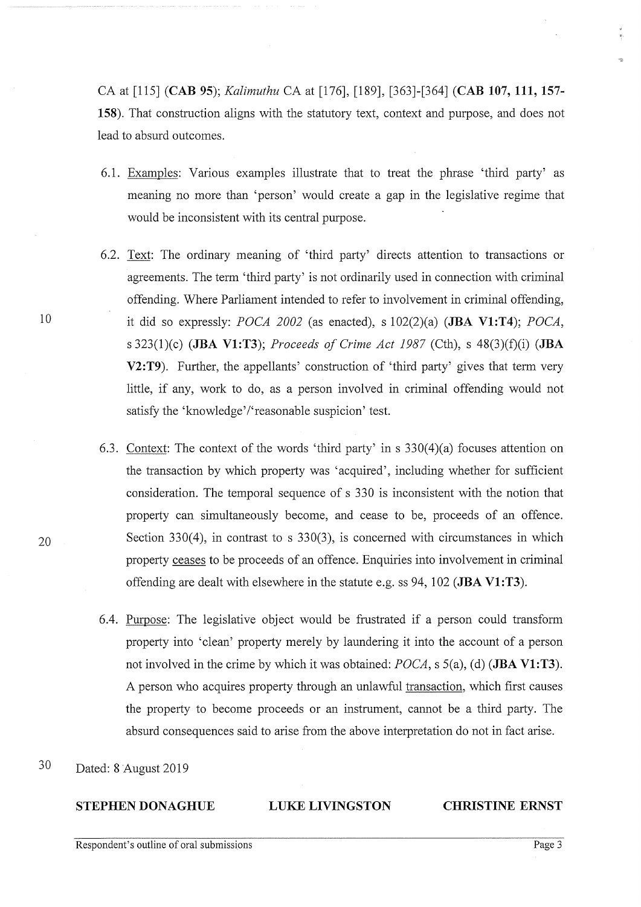CA at [115] (**CAB 95**); *Kalimuthu* CA at [176], [189], [363]-[364] (**CAB 107, 111, 157-158**). That construction aligns with the statutory text, context and purpose, and does not lead to absurd outcomes.

6.1. Examples: Various examples illustrate that to treat the phrase 'third party' as meaning no more than 'person' would create a gap in the legislative regime that would be inconsistent with its central purpose.

6.2. Text: The ordinary meaning of 'third party' directs attention to transactions or agreements. The term 'third party' is not ordinarily used in connection with criminal offending. Where Parliament intended to refer to involvement in criminal offending, it did so expressly: *POCA 2002* (as enacted), s 102(2)(a) (**JBA V1:T4**); *POCA*, s 323(1)(c) (**JBA V1:T3**); *Proceeds of Crime Act 1987* (Cth), s 48(3)(f)(i) (**JBA V2:T9**). Further, the appellants' construction of 'third party' gives that term very little, if any, work to do, as a person involved in criminal offending would not satisfy the 'knowledge'/'reasonable suspicion' test.

6.3. Context: The context of the words 'third party' in s 330(4)(a) focuses attention on the transaction by which property was 'acquired', including whether for sufficient consideration. The temporal sequence of s 330 is inconsistent with the notion that property can simultaneously become, and cease to be, proceeds of an offence. Section 330(4), in contrast to s 330(3), is concerned with circumstances in which property ceases to be proceeds of an offence. Enquiries into involvement in criminal offending are dealt with elsewhere in the statute e.g. ss 94, 102 (**JBA V1:T3**).

6.4. Purpose: The legislative object would be frustrated if a person could transform property into 'clean' property merely by laundering it into the account of a person not involved in the crime by which it was obtained: *POCA*, s 5(a), (d) (**JBA V1:T3**). A person who acquires property through an unlawful transaction, which first causes the property to become proceeds or an instrument, cannot be a third party. The absurd consequences said to arise from the above interpretation do not in fact arise.

Dated: 8 August 2019

**STEPHEN DONAGHUE** **LUKE LIVINGSTON** **CHRISTINE ERNST**